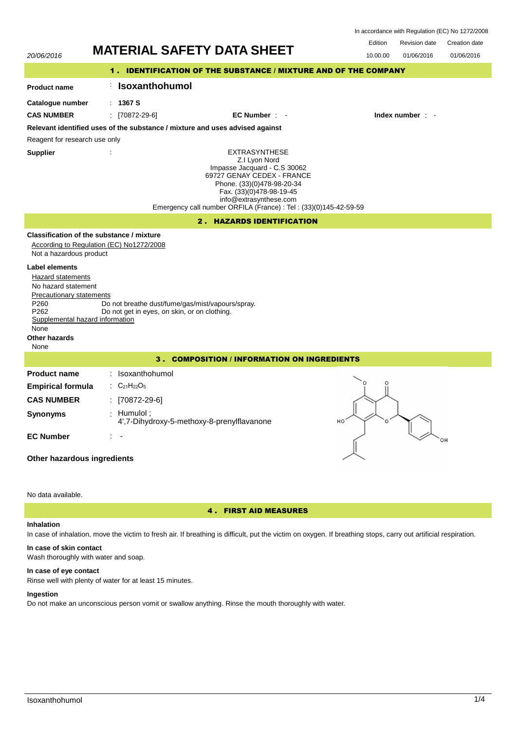In accordance with Regulation (EC) No 1272/2008

20/06/2016

# MATERIAL SAFETY DATA SHEET

| Edition | Revision date | Creation date |
|---|---|---|
| 10.00.00 | 01/06/2016 | 01/06/2016 |

## 1 . IDENTIFICATION OF THE SUBSTANCE / MIXTURE AND OF THE COMPANY

**Product name** : **Isoxanthohumol**

**Catalogue number** : **1367 S**

**CAS NUMBER** : [70872-29-6] **EC Number** : - **Index number** : -

**Relevant identified uses of the substance / mixture and uses advised against**

Reagent for research use only

**Supplier** :

EXTRASYNTHESE
Z.I Lyon Nord
Impasse Jacquard - C.S 30062
69727 GENAY CEDEX - FRANCE
Phone. (33)(0)478-98-20-34
Fax. (33)(0)478-98-19-45
info@extrasynthese.com
Emergency call number ORFILA (France) : Tel : (33)(0)145-42-59-59

## 2 . HAZARDS IDENTIFICATION

**Classification of the substance / mixture**

According to Regulation (EC) No1272/2008

Not a hazardous product

**Label elements**

Hazard statements

No hazard statement

Precautionary statements

P260 Do not breathe dust/fume/gas/mist/vapours/spray.
P262 Do not get in eyes, on skin, or on clothing.

Supplemental hazard information

None

**Other hazards**

None

## 3 . COMPOSITION / INFORMATION ON INGREDIENTS

**Product name** : Isoxanthohumol

**Empirical formula** : $C_{21}H_{22}O_5$

**CAS NUMBER** : [70872-29-6]

**Synonyms** : Humulol ; 4',7-Dihydroxy-5-methoxy-8-prenylflavanone

**EC Number** : -

**Other hazardous ingredients**

No data available.

## 4 . FIRST AID MEASURES

**Inhalation**

In case of inhalation, move the victim to fresh air. If breathing is difficult, put the victim on oxygen. If breathing stops, carry out artificial respiration.

**In case of skin contact**

Wash thoroughly with water and soap.

**In case of eye contact**

Rinse well with plenty of water for at least 15 minutes.

**Ingestion**

Do not make an unconscious person vomit or swallow anything. Rinse the mouth thoroughly with water.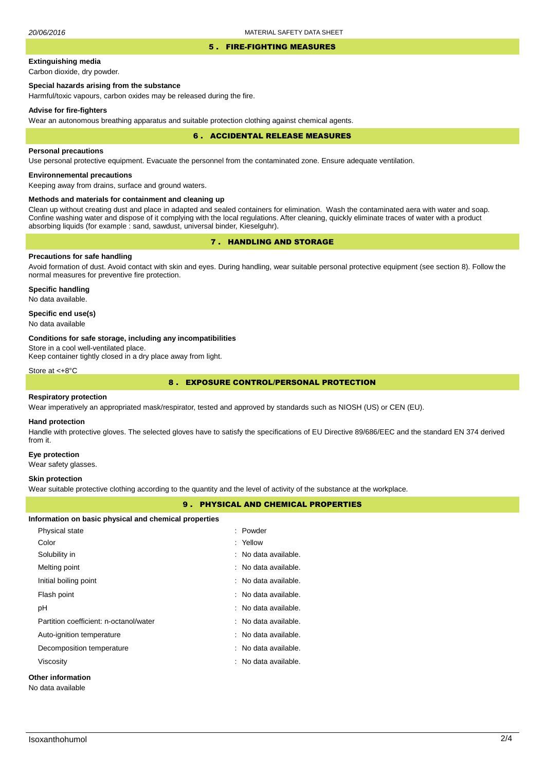## 5 . FIRE-FIGHTING MEASURES

**Extinguishing media**

Carbon dioxide, dry powder.

**Special hazards arising from the substance**

Harmful/toxic vapours, carbon oxides may be released during the fire.

**Advise for fire-fighters**

Wear an autonomous breathing apparatus and suitable protection clothing against chemical agents.

## 6 . ACCIDENTAL RELEASE MEASURES

**Personal precautions**

Use personal protective equipment. Evacuate the personnel from the contaminated zone. Ensure adequate ventilation.

**Environnemental precautions**

Keeping away from drains, surface and ground waters.

**Methods and materials for containment and cleaning up**

Clean up without creating dust and place in adapted and sealed containers for elimination. Wash the contaminated aera with water and soap. Confine washing water and dispose of it complying with the local regulations. After cleaning, quickly eliminate traces of water with a product absorbing liquids (for example : sand, sawdust, universal binder, Kieselguhr).

## 7 . HANDLING AND STORAGE

**Precautions for safe handling**

Avoid formation of dust. Avoid contact with skin and eyes. During handling, wear suitable personal protective equipment (see section 8). Follow the normal measures for preventive fire protection.

**Specific handling**

No data available.

**Specific end use(s)**

No data available

**Conditions for safe storage, including any incompatibilities**

Store in a cool well-ventilated place.
Keep container tightly closed in a dry place away from light.

Store at <+8°C

## 8 . EXPOSURE CONTROL/PERSONAL PROTECTION

**Respiratory protection**

Wear imperatively an appropriated mask/respirator, tested and approved by standards such as NIOSH (US) or CEN (EU).

**Hand protection**

Handle with protective gloves. The selected gloves have to satisfy the specifications of EU Directive 89/686/EEC and the standard EN 374 derived from it.

**Eye protection**

Wear safety glasses.

**Skin protection**

Wear suitable protective clothing according to the quantity and the level of activity of the substance at the workplace.

## 9 . PHYSICAL AND CHEMICAL PROPERTIES

**Information on basic physical and chemical properties**

| | |
|---|---|
| Physical state | : Powder |
| Color | : Yellow |
| Solubility in | : No data available. |
| Melting point | : No data available. |
| Initial boiling point | : No data available. |
| Flash point | : No data available. |
| pH | : No data available. |
| Partition coefficient: n-octanol/water | : No data available. |
| Auto-ignition temperature | : No data available. |
| Decomposition temperature | : No data available. |
| Viscosity | : No data available. |

**Other information**

No data available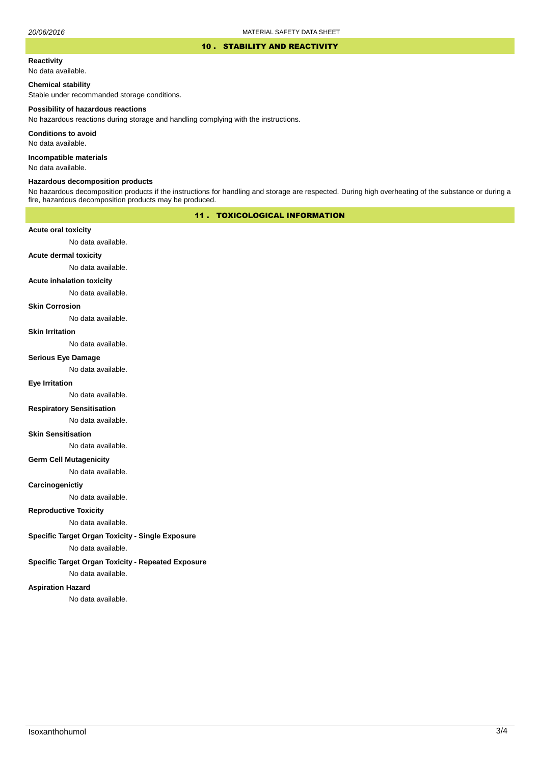## 10 . STABILITY AND REACTIVITY

**Reactivity**

No data available.

**Chemical stability**

Stable under recommanded storage conditions.

**Possibility of hazardous reactions**

No hazardous reactions during storage and handling complying with the instructions.

**Conditions to avoid**

No data available.

**Incompatible materials**

No data available.

**Hazardous decomposition products**

No hazardous decomposition products if the instructions for handling and storage are respected. During high overheating of the substance or during a fire, hazardous decomposition products may be produced.

## 11 . TOXICOLOGICAL INFORMATION

**Acute oral toxicity**

No data available.

**Acute dermal toxicity**

No data available.

**Acute inhalation toxicity**

No data available.

**Skin Corrosion**

No data available.

**Skin Irritation**

No data available.

**Serious Eye Damage**

No data available.

**Eye Irritation**

No data available.

**Respiratory Sensitisation**

No data available.

**Skin Sensitisation**

No data available.

**Germ Cell Mutagenicity**

No data available.

**Carcinogenictiy**

No data available.

**Reproductive Toxicity**

No data available.

**Specific Target Organ Toxicity - Single Exposure**

No data available.

**Specific Target Organ Toxicity - Repeated Exposure**

No data available.

**Aspiration Hazard**

No data available.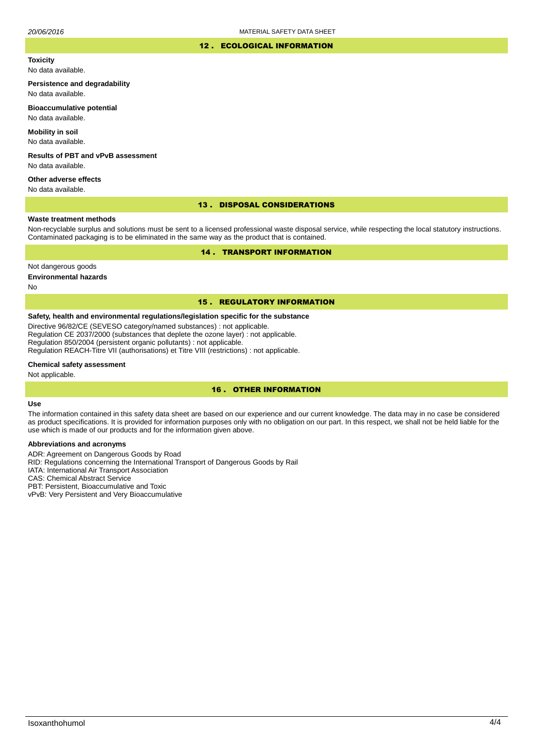## 12 . ECOLOGICAL INFORMATION

**Toxicity**

No data available.

**Persistence and degradability**

No data available.

**Bioaccumulative potential**

No data available.

**Mobility in soil**

No data available.

**Results of PBT and vPvB assessment**

No data available.

**Other adverse effects**

No data available.

## 13 . DISPOSAL CONSIDERATIONS

**Waste treatment methods**

Non-recyclable surplus and solutions must be sent to a licensed professional waste disposal service, while respecting the local statutory instructions. Contaminated packaging is to be eliminated in the same way as the product that is contained.

## 14 . TRANSPORT INFORMATION

Not dangerous goods

**Environmental hazards**

No

## 15 . REGULATORY INFORMATION

**Safety, health and environmental regulations/legislation specific for the substance**

Directive 96/82/CE (SEVESO category/named substances) : not applicable.
Regulation CE 2037/2000 (substances that deplete the ozone layer) : not applicable.
Regulation 850/2004 (persistent organic pollutants) : not applicable.
Regulation REACH-Titre VII (authorisations) et Titre VIII (restrictions) : not applicable.

**Chemical safety assessment**

Not applicable.

## 16 . OTHER INFORMATION

**Use**

The information contained in this safety data sheet are based on our experience and our current knowledge. The data may in no case be considered as product specifications. It is provided for information purposes only with no obligation on our part. In this respect, we shall not be held liable for the use which is made of our products and for the information given above.

**Abbreviations and acronyms**

ADR: Agreement on Dangerous Goods by Road
RID: Regulations concerning the International Transport of Dangerous Goods by Rail
IATA: International Air Transport Association
CAS: Chemical Abstract Service
PBT: Persistent, Bioaccumulative and Toxic
vPvB: Very Persistent and Very Bioaccumulative